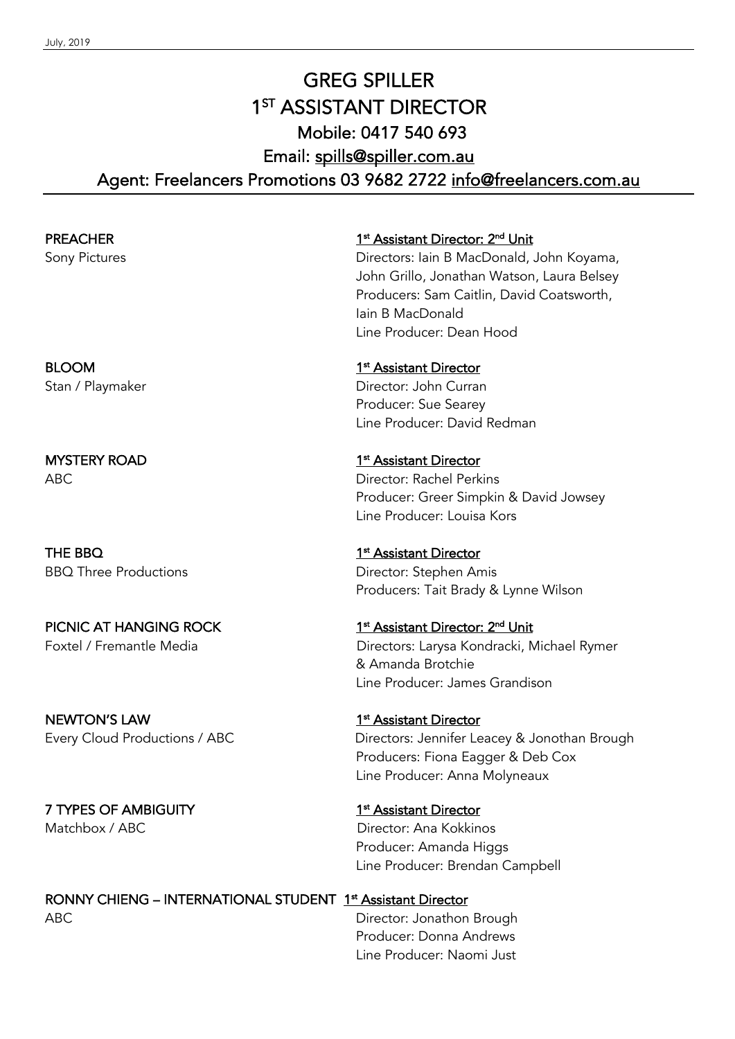July, 2019

# GREG SPILLER
## 1ST ASSISTANT DIRECTOR
### Mobile: 0417 540 693
### Email: spills@spiller.com.au
### Agent: Freelancers Promotions 03 9682 2722 info@freelancers.com.au

---

**PREACHER**
Sony Pictures

1st Assistant Director: 2nd Unit
Directors: Iain B MacDonald, John Koyama, John Grillo, Jonathan Watson, Laura Belsey
Producers: Sam Caitlin, David Coatsworth, Iain B MacDonald
Line Producer: Dean Hood

**BLOOM**
Stan / Playmaker

1st Assistant Director
Director: John Curran
Producer: Sue Searey
Line Producer: David Redman

**MYSTERY ROAD**
ABC

1st Assistant Director
Director: Rachel Perkins
Producer: Greer Simpkin & David Jowsey
Line Producer: Louisa Kors

**THE BBQ**
BBQ Three Productions

1st Assistant Director
Director: Stephen Amis
Producers: Tait Brady & Lynne Wilson

**PICNIC AT HANGING ROCK**
Foxtel / Fremantle Media

1st Assistant Director: 2nd Unit
Directors: Larysa Kondracki, Michael Rymer & Amanda Brotchie
Line Producer: James Grandison

**NEWTON'S LAW**
Every Cloud Productions / ABC

1st Assistant Director
Directors: Jennifer Leacey & Jonothan Brough
Producers: Fiona Eagger & Deb Cox
Line Producer: Anna Molyneaux

**7 TYPES OF AMBIGUITY**
Matchbox / ABC

1st Assistant Director
Director: Ana Kokkinos
Producer: Amanda Higgs
Line Producer: Brendan Campbell

**RONNY CHIENG – INTERNATIONAL STUDENT**
ABC

1st Assistant Director
Director: Jonathon Brough
Producer: Donna Andrews
Line Producer: Naomi Just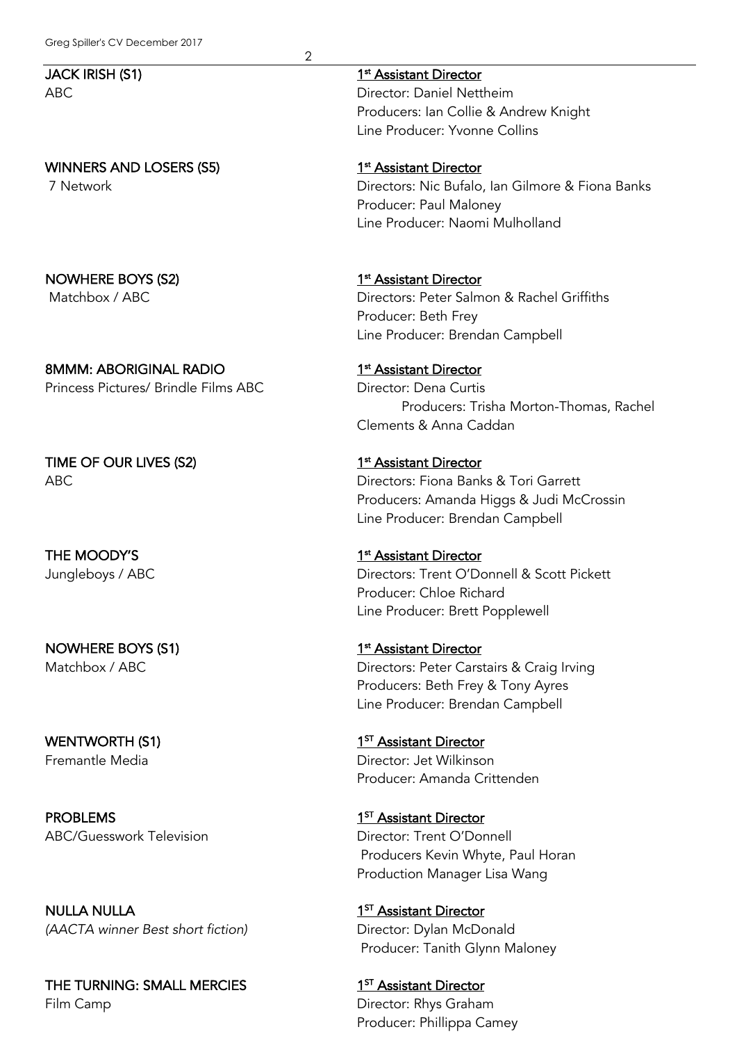**JACK IRISH (S1)**
ABC

**1st Assistant Director**
Director: Daniel Nettheim
Producers: Ian Collie & Andrew Knight
Line Producer: Yvonne Collins

**WINNERS AND LOSERS (S5)**
7 Network

**1st Assistant Director**
Directors: Nic Bufalo, Ian Gilmore & Fiona Banks
Producer: Paul Maloney
Line Producer: Naomi Mulholland

**NOWHERE BOYS (S2)**
Matchbox / ABC

**1st Assistant Director**
Directors: Peter Salmon & Rachel Griffiths
Producer: Beth Frey
Line Producer: Brendan Campbell

**8MMM: ABORIGINAL RADIO**
Princess Pictures/ Brindle Films ABC

**1st Assistant Director**
Director: Dena Curtis
Producers: Trisha Morton-Thomas, Rachel Clements & Anna Caddan

**TIME OF OUR LIVES (S2)**
ABC

**1st Assistant Director**
Directors: Fiona Banks & Tori Garrett
Producers: Amanda Higgs & Judi McCrossin
Line Producer: Brendan Campbell

**THE MOODY'S**
Jungleboys / ABC

**1st Assistant Director**
Directors: Trent O'Donnell & Scott Pickett
Producer: Chloe Richard
Line Producer: Brett Popplewell

**NOWHERE BOYS (S1)**
Matchbox / ABC

**1st Assistant Director**
Directors: Peter Carstairs & Craig Irving
Producers: Beth Frey & Tony Ayres
Line Producer: Brendan Campbell

**WENTWORTH (S1)**
Fremantle Media

**1ST Assistant Director**
Director: Jet Wilkinson
Producer: Amanda Crittenden

**PROBLEMS**
ABC/Guesswork Television

**1ST Assistant Director**
Director: Trent O'Donnell
Producers Kevin Whyte, Paul Horan
Production Manager Lisa Wang

**NULLA NULLA**
*(AACTA winner Best short fiction)*

**1ST Assistant Director**
Director: Dylan McDonald
Producer: Tanith Glynn Maloney

**THE TURNING: SMALL MERCIES**
Film Camp

**1ST Assistant Director**
Director: Rhys Graham
Producer: Phillippa Camey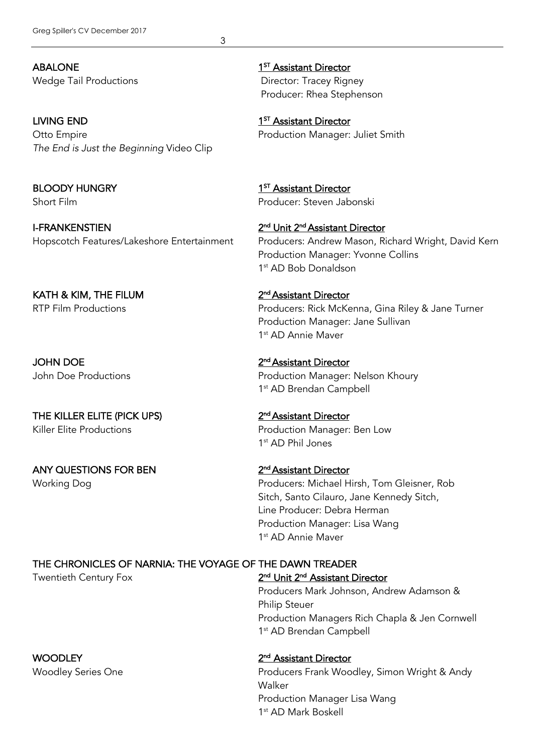**ABALONE**
Wedge Tail Productions

**1ST Assistant Director**
Director: Tracey Rigney
Producer: Rhea Stephenson

**LIVING END**
Otto Empire
*The End is Just the Beginning* Video Clip

**1ST Assistant Director**
Production Manager: Juliet Smith

**BLOODY HUNGRY**
Short Film

**1ST Assistant Director**
Producer: Steven Jabonski

**I-FRANKENSTIEN**
Hopscotch Features/Lakeshore Entertainment

**2nd Unit 2nd Assistant Director**
Producers: Andrew Mason, Richard Wright, David Kern
Production Manager: Yvonne Collins
1st AD Bob Donaldson

**KATH & KIM, THE FILUM**
RTP Film Productions

**2nd Assistant Director**
Producers: Rick McKenna, Gina Riley & Jane Turner
Production Manager: Jane Sullivan
1st AD Annie Maver

**JOHN DOE**
John Doe Productions

**2nd Assistant Director**
Production Manager: Nelson Khoury
1st AD Brendan Campbell

**THE KILLER ELITE (PICK UPS)**
Killer Elite Productions

**2nd Assistant Director**
Production Manager: Ben Low
1st AD Phil Jones

**ANY QUESTIONS FOR BEN**
Working Dog

**2nd Assistant Director**
Producers: Michael Hirsh, Tom Gleisner, Rob Sitch, Santo Cilauro, Jane Kennedy Sitch,
Line Producer: Debra Herman
Production Manager: Lisa Wang
1st AD Annie Maver

**THE CHRONICLES OF NARNIA: THE VOYAGE OF THE DAWN TREADER**
Twentieth Century Fox

**2nd Unit 2nd Assistant Director**
Producers Mark Johnson, Andrew Adamson & Philip Steuer
Production Managers Rich Chapla & Jen Cornwell
1st AD Brendan Campbell

**WOODLEY**
Woodley Series One

**2nd Assistant Director**
Producers Frank Woodley, Simon Wright & Andy Walker
Production Manager Lisa Wang
1st AD Mark Boskell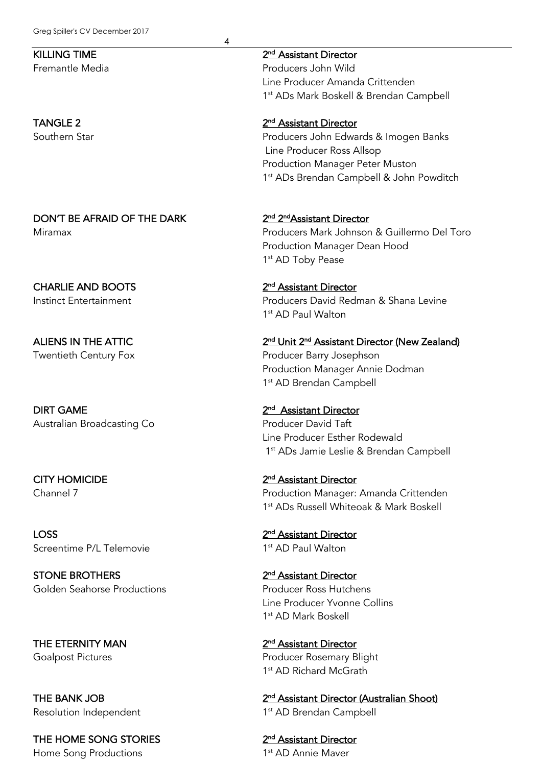**KILLING TIME**
Fremantle Media

<u>2nd Assistant Director</u>
Producers John Wild
Line Producer Amanda Crittenden
1st ADs Mark Boskell & Brendan Campbell

**TANGLE 2**
Southern Star

<u>2nd Assistant Director</u>
Producers John Edwards & Imogen Banks
Line Producer Ross Allsop
Production Manager Peter Muston
1st ADs Brendan Campbell & John Powditch

**DON'T BE AFRAID OF THE DARK**
Miramax

<u>2nd 2ndAssistant Director</u>
Producers Mark Johnson & Guillermo Del Toro
Production Manager Dean Hood
1st AD Toby Pease

**CHARLIE AND BOOTS**
Instinct Entertainment

<u>2nd Assistant Director</u>
Producers David Redman & Shana Levine
1st AD Paul Walton

**ALIENS IN THE ATTIC**
Twentieth Century Fox

<u>2nd Unit 2nd Assistant Director (New Zealand)</u>
Producer Barry Josephson
Production Manager Annie Dodman
1st AD Brendan Campbell

**DIRT GAME**
Australian Broadcasting Co

<u>2nd Assistant Director</u>
Producer David Taft
Line Producer Esther Rodewald
1st ADs Jamie Leslie & Brendan Campbell

**CITY HOMICIDE**
Channel 7

<u>2nd Assistant Director</u>
Production Manager: Amanda Crittenden
1st ADs Russell Whiteoak & Mark Boskell

**LOSS**
Screentime P/L Telemovie

<u>2nd Assistant Director</u>
1st AD Paul Walton

**STONE BROTHERS**
Golden Seahorse Productions

<u>2nd Assistant Director</u>
Producer Ross Hutchens
Line Producer Yvonne Collins
1st AD Mark Boskell

**THE ETERNITY MAN**
Goalpost Pictures

<u>2nd Assistant Director</u>
Producer Rosemary Blight
1st AD Richard McGrath

**THE BANK JOB**
Resolution Independent

<u>2nd Assistant Director (Australian Shoot)</u>
1st AD Brendan Campbell

**THE HOME SONG STORIES**
Home Song Productions

<u>2nd Assistant Director</u>
1st AD Annie Maver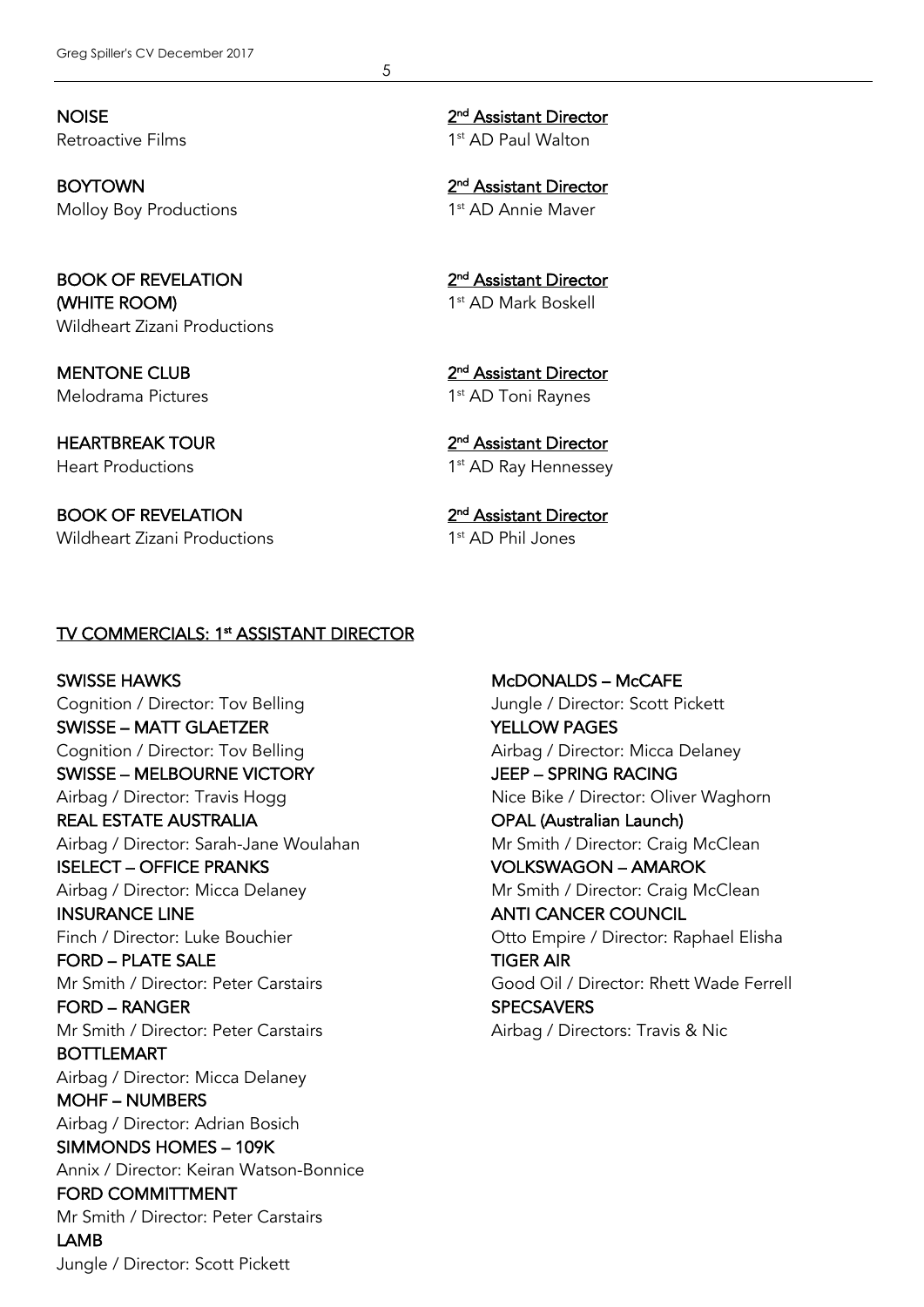**NOISE**
Retroactive Films

2nd Assistant Director
1st AD Paul Walton

**BOYTOWN**
Molloy Boy Productions

2nd Assistant Director
1st AD Annie Maver

**BOOK OF REVELATION (WHITE ROOM)**
Wildheart Zizani Productions

2nd Assistant Director
1st AD Mark Boskell

**MENTONE CLUB**
Melodrama Pictures

2nd Assistant Director
1st AD Toni Raynes

**HEARTBREAK TOUR**
Heart Productions

2nd Assistant Director
1st AD Ray Hennessey

**BOOK OF REVELATION**
Wildheart Zizani Productions

2nd Assistant Director
1st AD Phil Jones

## TV COMMERCIALS: 1st ASSISTANT DIRECTOR

**SWISSE HAWKS**
Cognition / Director: Tov Belling
**SWISSE – MATT GLAETZER**
Cognition / Director: Tov Belling
**SWISSE – MELBOURNE VICTORY**
Airbag / Director: Travis Hogg
**REAL ESTATE AUSTRALIA**
Airbag / Director: Sarah-Jane Woulahan
**ISELECT – OFFICE PRANKS**
Airbag / Director: Micca Delaney
**INSURANCE LINE**
Finch / Director: Luke Bouchier
**FORD – PLATE SALE**
Mr Smith / Director: Peter Carstairs
**FORD – RANGER**
Mr Smith / Director: Peter Carstairs
**BOTTLEMART**
Airbag / Director: Micca Delaney
**MOHF – NUMBERS**
Airbag / Director: Adrian Bosich
**SIMMONDS HOMES – 109K**
Annix / Director: Keiran Watson-Bonnice
**FORD COMMITTMENT**
Mr Smith / Director: Peter Carstairs
**LAMB**
Jungle / Director: Scott Pickett
**McDONALDS – McCAFE**
Jungle / Director: Scott Pickett
**YELLOW PAGES**
Airbag / Director: Micca Delaney
**JEEP – SPRING RACING**
Nice Bike / Director: Oliver Waghorn
**OPAL (Australian Launch)**
Mr Smith / Director: Craig McClean
**VOLKSWAGON – AMAROK**
Mr Smith / Director: Craig McClean
**ANTI CANCER COUNCIL**
Otto Empire / Director: Raphael Elisha
**TIGER AIR**
Good Oil / Director: Rhett Wade Ferrell
**SPECSAVERS**
Airbag / Directors: Travis & Nic